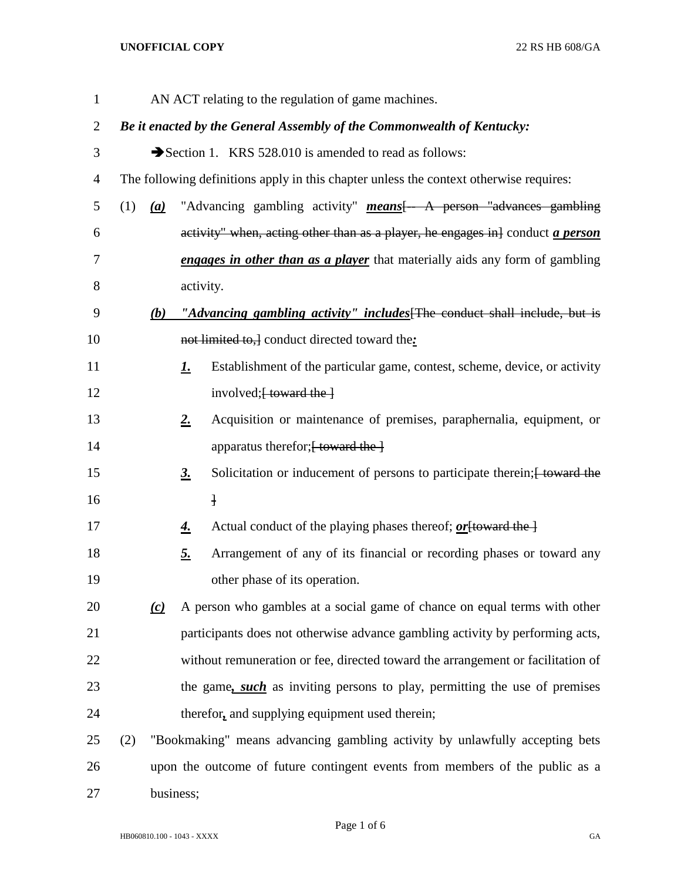AN ACT relating to the regulation of game machines.

***Be it enacted by the General Assembly of the Commonwealth of Kentucky:***

➔Section 1. KRS 528.010 is amended to read as follows:

The following definitions apply in this chapter unless the context otherwise requires:

(1) ***(a)*** "Advancing gambling activity" ***means***[ -- A person "advances gambling activity" when, acting other than as a player, he engages in] conduct ***a person engages in other than as a player*** that materially aids any form of gambling activity.

***(b)*** ***"Advancing gambling activity" includes***[The conduct shall include, but is not limited to,] conduct directed toward the***:***

***1.*** Establishment of the particular game, contest, scheme, device, or activity involved;[ toward the ]

***2.*** Acquisition or maintenance of premises, paraphernalia, equipment, or apparatus therefor;[ toward the ]

***3.*** Solicitation or inducement of persons to participate therein;[ toward the ]

***4.*** Actual conduct of the playing phases thereof; ***or***[toward the ]

***5.*** Arrangement of any of its financial or recording phases or toward any other phase of its operation.

***(c)*** A person who gambles at a social game of chance on equal terms with other participants does not otherwise advance gambling activity by performing acts, without remuneration or fee, directed toward the arrangement or facilitation of the game***, such*** as inviting persons to play, permitting the use of premises therefor***,*** and supplying equipment used therein;

(2) "Bookmaking" means advancing gambling activity by unlawfully accepting bets upon the outcome of future contingent events from members of the public as a business;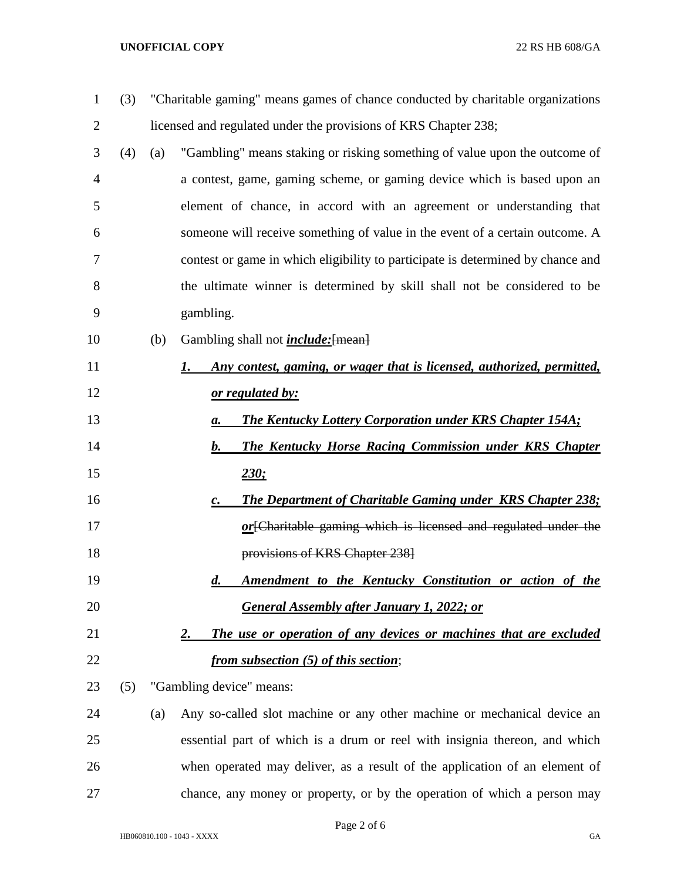(3) "Charitable gaming" means games of chance conducted by charitable organizations licensed and regulated under the provisions of KRS Chapter 238;

(4) (a) "Gambling" means staking or risking something of value upon the outcome of a contest, game, gaming scheme, or gaming device which is based upon an element of chance, in accord with an agreement or understanding that someone will receive something of value in the event of a certain outcome. A contest or game in which eligibility to participate is determined by chance and the ultimate winner is determined by skill shall not be considered to be gambling.

(b) Gambling shall not ***include:***~~[mean]~~

***1. Any contest, gaming, or wager that is licensed, authorized, permitted, or regulated by:***

***a. The Kentucky Lottery Corporation under KRS Chapter 154A;***

***b. The Kentucky Horse Racing Commission under KRS Chapter 230;***

***c. The Department of Charitable Gaming under KRS Chapter 238; or***~~[Charitable gaming which is licensed and regulated under the provisions of KRS Chapter 238]~~

***d. Amendment to the Kentucky Constitution or action of the General Assembly after January 1, 2022; or***

***2. The use or operation of any devices or machines that are excluded from subsection (5) of this section***;

(5) "Gambling device" means:

(a) Any so-called slot machine or any other machine or mechanical device an essential part of which is a drum or reel with insignia thereon, and which when operated may deliver, as a result of the application of an element of chance, any money or property, or by the operation of which a person may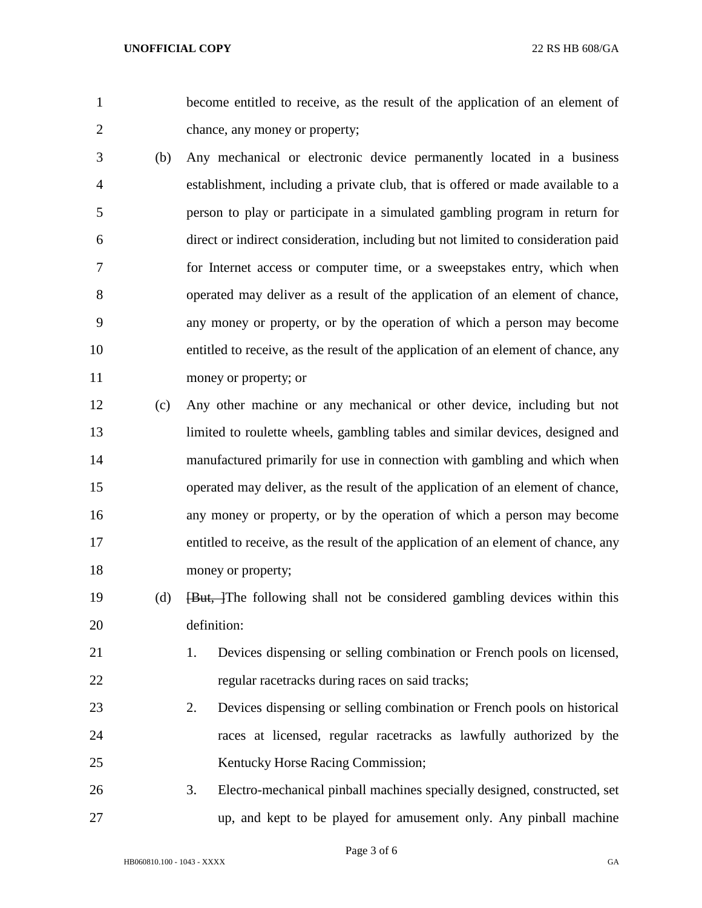become entitled to receive, as the result of the application of an element of chance, any money or property;

(b) Any mechanical or electronic device permanently located in a business establishment, including a private club, that is offered or made available to a person to play or participate in a simulated gambling program in return for direct or indirect consideration, including but not limited to consideration paid for Internet access or computer time, or a sweepstakes entry, which when operated may deliver as a result of the application of an element of chance, any money or property, or by the operation of which a person may become entitled to receive, as the result of the application of an element of chance, any money or property; or

(c) Any other machine or any mechanical or other device, including but not limited to roulette wheels, gambling tables and similar devices, designed and manufactured primarily for use in connection with gambling and which when operated may deliver, as the result of the application of an element of chance, any money or property, or by the operation of which a person may become entitled to receive, as the result of the application of an element of chance, any money or property;

(d) ~~[But, ]~~The following shall not be considered gambling devices within this definition:

1. Devices dispensing or selling combination or French pools on licensed, regular racetracks during races on said tracks;
2. Devices dispensing or selling combination or French pools on historical races at licensed, regular racetracks as lawfully authorized by the Kentucky Horse Racing Commission;
3. Electro-mechanical pinball machines specially designed, constructed, set up, and kept to be played for amusement only. Any pinball machine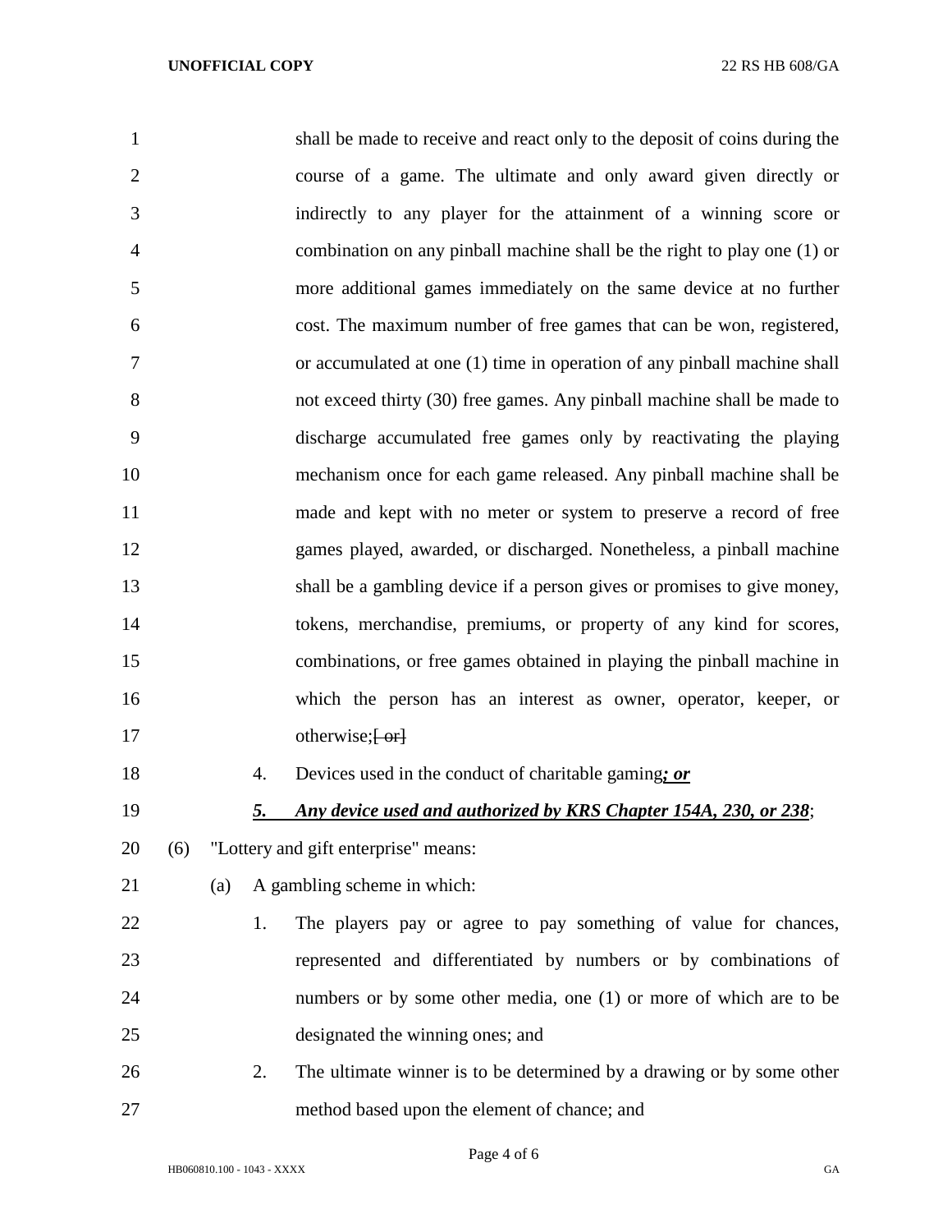shall be made to receive and react only to the deposit of coins during the course of a game. The ultimate and only award given directly or indirectly to any player for the attainment of a winning score or combination on any pinball machine shall be the right to play one (1) or more additional games immediately on the same device at no further cost. The maximum number of free games that can be won, registered, or accumulated at one (1) time in operation of any pinball machine shall not exceed thirty (30) free games. Any pinball machine shall be made to discharge accumulated free games only by reactivating the playing mechanism once for each game released. Any pinball machine shall be made and kept with no meter or system to preserve a record of free games played, awarded, or discharged. Nonetheless, a pinball machine shall be a gambling device if a person gives or promises to give money, tokens, merchandise, premiums, or property of any kind for scores, combinations, or free games obtained in playing the pinball machine in which the person has an interest as owner, operator, keeper, or otherwise;~~[ or]~~

4. Devices used in the conduct of charitable gaming***; or***

***5. Any device used and authorized by KRS Chapter 154A, 230, or 238***;

(6) "Lottery and gift enterprise" means:

(a) A gambling scheme in which:

1. The players pay or agree to pay something of value for chances, represented and differentiated by numbers or by combinations of numbers or by some other media, one (1) or more of which are to be designated the winning ones; and

2. The ultimate winner is to be determined by a drawing or by some other method based upon the element of chance; and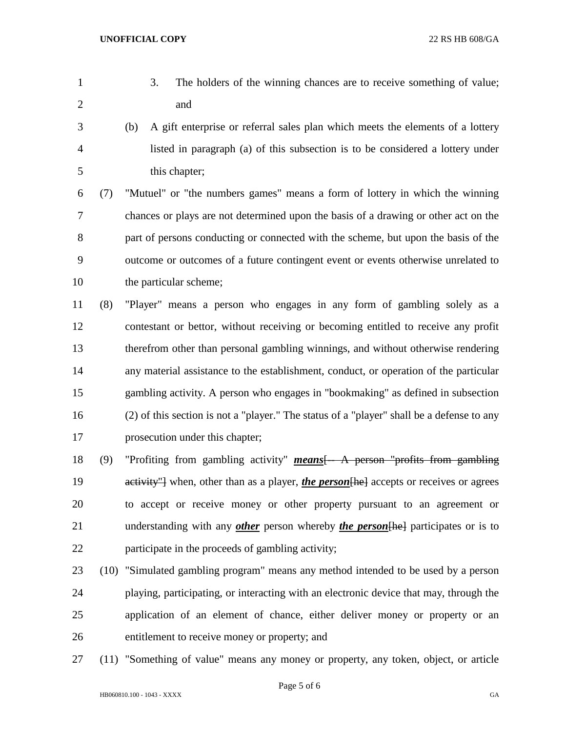3. The holders of the winning chances are to receive something of value; and

(b) A gift enterprise or referral sales plan which meets the elements of a lottery listed in paragraph (a) of this subsection is to be considered a lottery under this chapter;

(7) "Mutuel" or "the numbers games" means a form of lottery in which the winning chances or plays are not determined upon the basis of a drawing or other act on the part of persons conducting or connected with the scheme, but upon the basis of the outcome or outcomes of a future contingent event or events otherwise unrelated to the particular scheme;

(8) "Player" means a person who engages in any form of gambling solely as a contestant or bettor, without receiving or becoming entitled to receive any profit therefrom other than personal gambling winnings, and without otherwise rendering any material assistance to the establishment, conduct, or operation of the particular gambling activity. A person who engages in "bookmaking" as defined in subsection (2) of this section is not a "player." The status of a "player" shall be a defense to any prosecution under this chapter;

(9) "Profiting from gambling activity" ***means***[~~-- A person "profits from gambling activity"~~] when, other than as a player, ***the person***[~~he~~] accepts or receives or agrees to accept or receive money or other property pursuant to an agreement or understanding with any ***other*** person whereby ***the person***[~~he~~] participates or is to participate in the proceeds of gambling activity;

(10) "Simulated gambling program" means any method intended to be used by a person playing, participating, or interacting with an electronic device that may, through the application of an element of chance, either deliver money or property or an entitlement to receive money or property; and

(11) "Something of value" means any money or property, any token, object, or article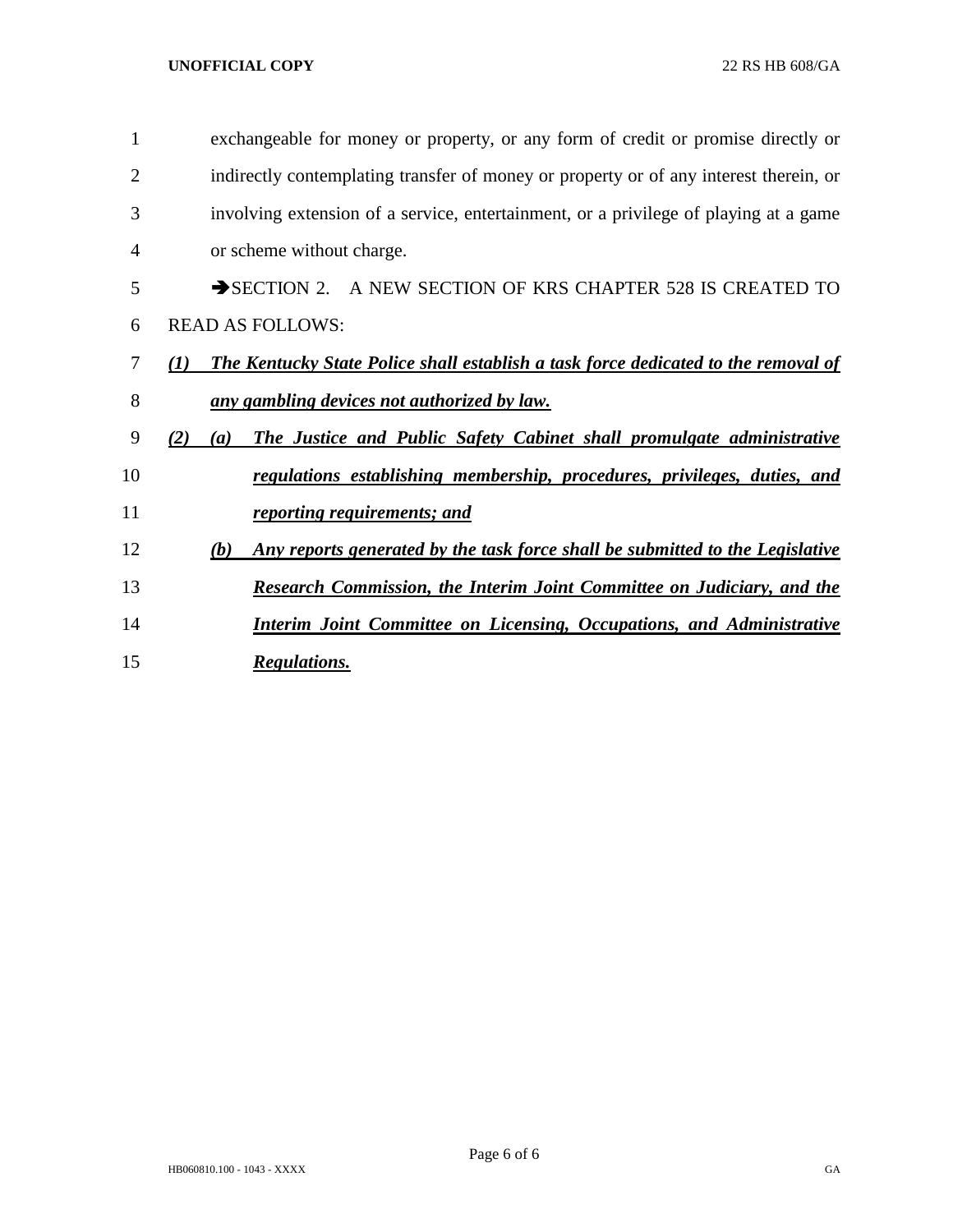exchangeable for money or property, or any form of credit or promise directly or indirectly contemplating transfer of money or property or of any interest therein, or involving extension of a service, entertainment, or a privilege of playing at a game or scheme without charge.

➔SECTION 2. A NEW SECTION OF KRS CHAPTER 528 IS CREATED TO READ AS FOLLOWS:

***(1) The Kentucky State Police shall establish a task force dedicated to the removal of any gambling devices not authorized by law.***

***(2) (a) The Justice and Public Safety Cabinet shall promulgate administrative regulations establishing membership, procedures, privileges, duties, and reporting requirements; and***

***(b) Any reports generated by the task force shall be submitted to the Legislative Research Commission, the Interim Joint Committee on Judiciary, and the Interim Joint Committee on Licensing, Occupations, and Administrative Regulations.***